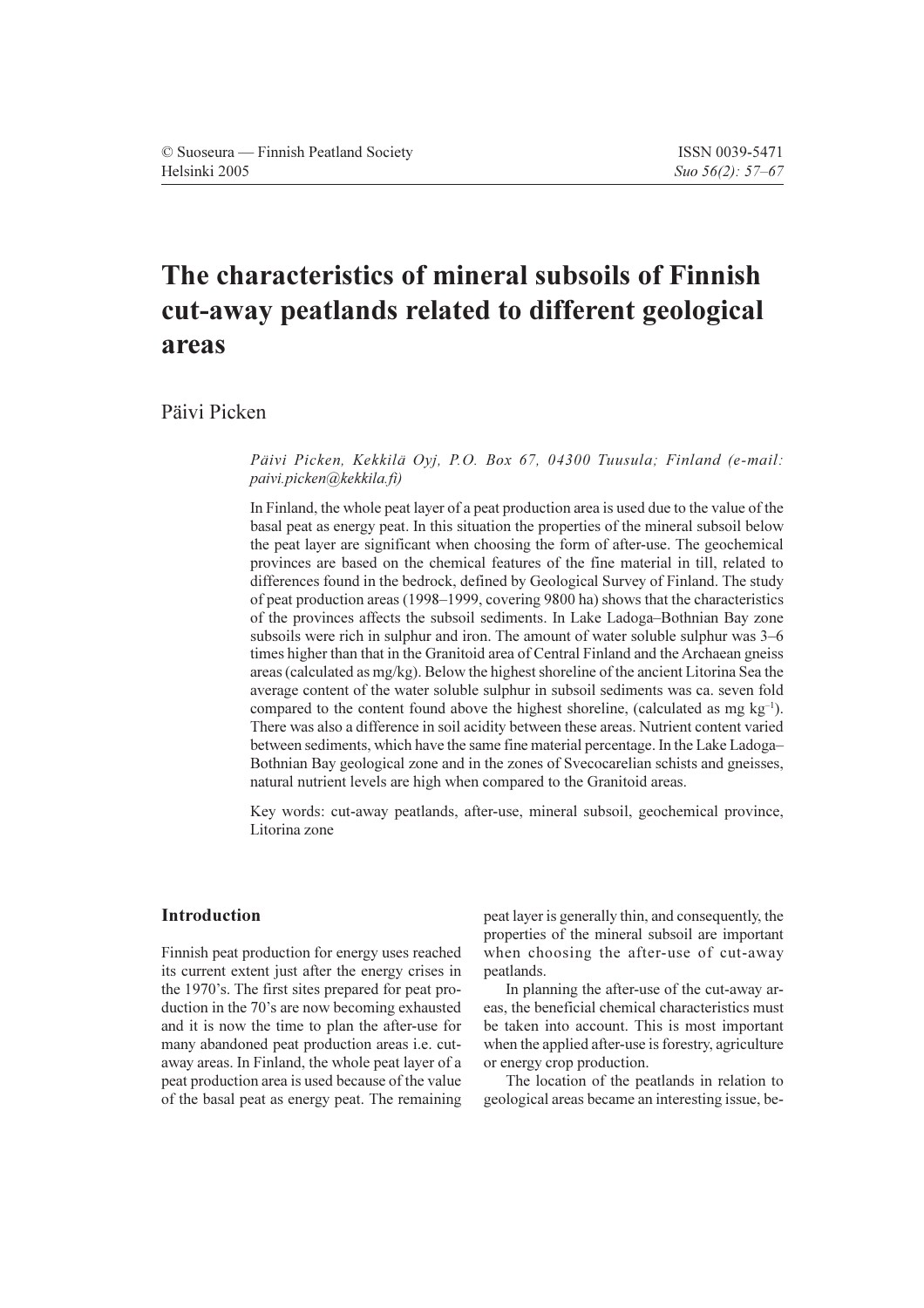# The characteristics of mineral subsoils of Finnish cut-away peatlands related to different geological areas

Päivi Picken

*Päivi Picken, Kekkilä Oyj, P.O. Box 67, 04300 Tuusula; Finland (e-mail: paivi.picken@kekkila.fi)*

In Finland, the whole peat layer of a peat production area is used due to the value of the basal peat as energy peat. In this situation the properties of the mineral subsoil below the peat layer are significant when choosing the form of after-use. The geochemical provinces are based on the chemical features of the fine material in till, related to differences found in the bedrock, defined by Geological Survey of Finland. The study of peat production areas (1998–1999, covering 9800 ha) shows that the characteristics of the provinces affects the subsoil sediments. In Lake Ladoga–Bothnian Bay zone subsoils were rich in sulphur and iron. The amount of water soluble sulphur was 3–6 times higher than that in the Granitoid area of Central Finland and the Archaean gneiss areas (calculated as mg/kg). Below the highest shoreline of the ancient Litorina Sea the average content of the water soluble sulphur in subsoil sediments was ca. seven fold compared to the content found above the highest shoreline, (calculated as mg $kg^{-1}$). There was also a difference in soil acidity between these areas. Nutrient content varied between sediments, which have the same fine material percentage. In the Lake Ladoga–Bothnian Bay geological zone and in the zones of Svecocarelian schists and gneisses, natural nutrient levels are high when compared to the Granitoid areas.

Key words: cut-away peatlands, after-use, mineral subsoil, geochemical province, Litorina zone

## Introduction

Finnish peat production for energy uses reached its current extent just after the energy crises in the 1970's. The first sites prepared for peat production in the 70's are now becoming exhausted and it is now the time to plan the after-use for many abandoned peat production areas i.e. cut-away areas. In Finland, the whole peat layer of a peat production area is used because of the value of the basal peat as energy peat. The remaining peat layer is generally thin, and consequently, the properties of the mineral subsoil are important when choosing the after-use of cut-away peatlands.

In planning the after-use of the cut-away areas, the beneficial chemical characteristics must be taken into account. This is most important when the applied after-use is forestry, agriculture or energy crop production.

The location of the peatlands in relation to geological areas became an interesting issue, be-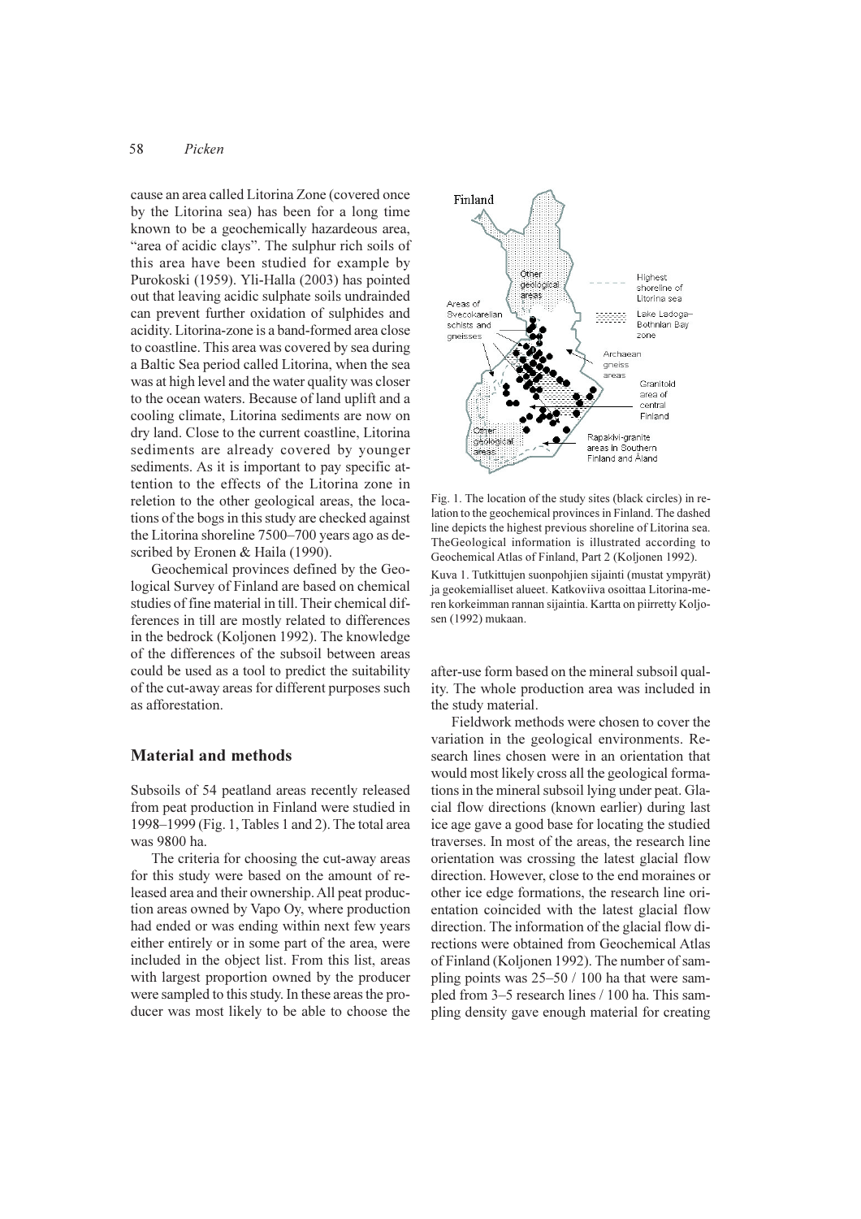cause an area called Litorina Zone (covered once by the Litorina sea) has been for a long time known to be a geochemically hazardeous area, "area of acidic clays". The sulphur rich soils of this area have been studied for example by Purokoski (1959). Yli-Halla (2003) has pointed out that leaving acidic sulphate soils undrainded can prevent further oxidation of sulphides and acidity. Litorina-zone is a band-formed area close to coastline. This area was covered by sea during a Baltic Sea period called Litorina, when the sea was at high level and the water quality was closer to the ocean waters. Because of land uplift and a cooling climate, Litorina sediments are now on dry land. Close to the current coastline, Litorina sediments are already covered by younger sediments. As it is important to pay specific attention to the effects of the Litorina zone in reletion to the other geological areas, the locations of the bogs in this study are checked against the Litorina shoreline 7500–700 years ago as described by Eronen & Haila (1990).

Geochemical provinces defined by the Geological Survey of Finland are based on chemical studies of fine material in till. Their chemical differences in till are mostly related to differences in the bedrock (Koljonen 1992). The knowledge of the differences of the subsoil between areas could be used as a tool to predict the suitability of the cut-away areas for different purposes such as afforestation.

## Material and methods

Subsoils of 54 peatland areas recently released from peat production in Finland were studied in 1998–1999 (Fig. 1, Tables 1 and 2). The total area was 9800 ha.

The criteria for choosing the cut-away areas for this study were based on the amount of released area and their ownership. All peat production areas owned by Vapo Oy, where production had ended or was ending within next few years either entirely or in some part of the area, were included in the object list. From this list, areas with largest proportion owned by the producer were sampled to this study. In these areas the producer was most likely to be able to choose the after-use form based on the mineral subsoil quality. The whole production area was included in the study material.

Fig. 1. The location of the study sites (black circles) in relation to the geochemical provinces in Finland. The dashed line depicts the highest previous shoreline of Litorina sea. TheGeological information is illustrated according to Geochemical Atlas of Finland, Part 2 (Koljonen 1992).

Kuva 1. Tutkittujen suonpohjien sijainti (mustat ympyrät) ja geokemialliset alueet. Katkoviiva osoittaa Litorina-meren korkeimman rannan sijaintia. Kartta on piirretty Koljosen (1992) mukaan.

Fieldwork methods were chosen to cover the variation in the geological environments. Research lines chosen were in an orientation that would most likely cross all the geological formations in the mineral subsoil lying under peat. Glacial flow directions (known earlier) during last ice age gave a good base for locating the studied traverses. In most of the areas, the research line orientation was crossing the latest glacial flow direction. However, close to the end moraines or other ice edge formations, the research line orientation coincided with the latest glacial flow direction. The information of the glacial flow directions were obtained from Geochemical Atlas of Finland (Koljonen 1992). The number of sampling points was 25–50 / 100 ha that were sampled from 3–5 research lines / 100 ha. This sampling density gave enough material for creating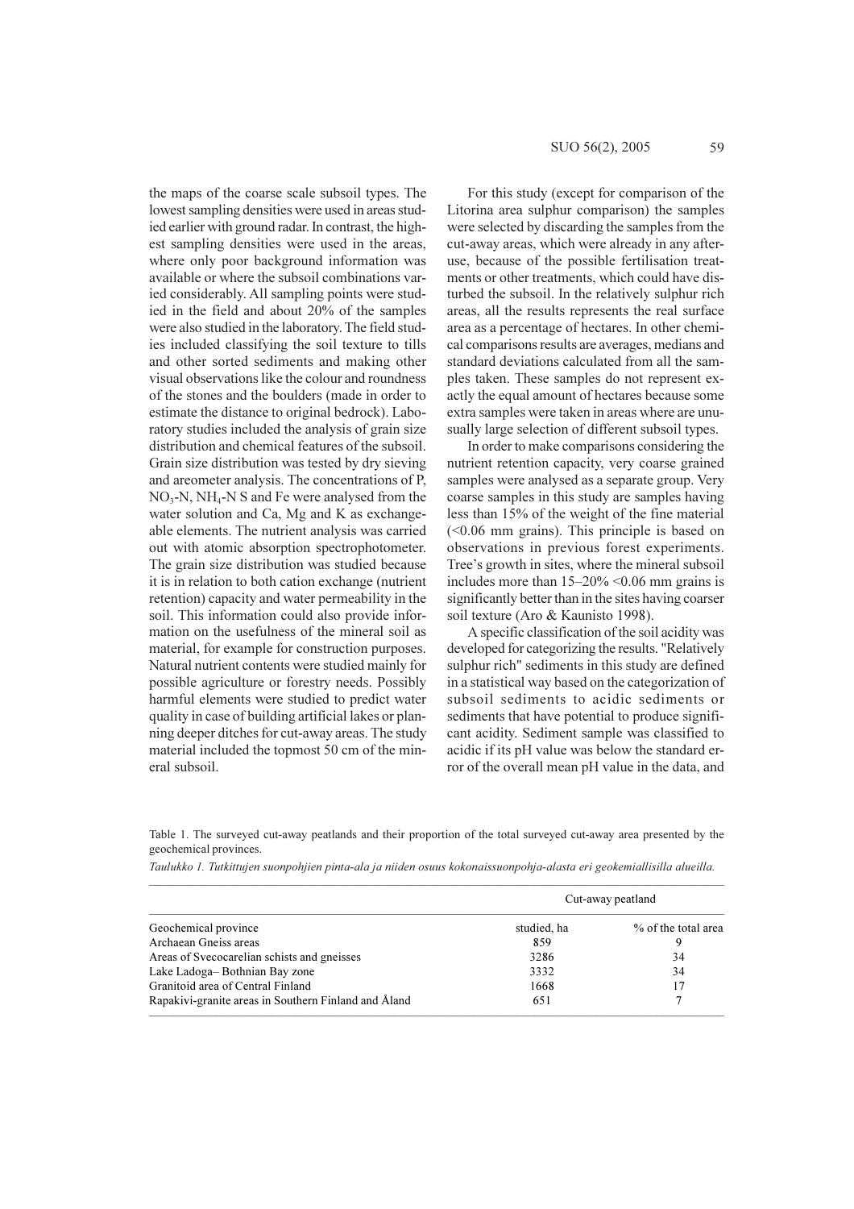the maps of the coarse scale subsoil types. The lowest sampling densities were used in areas studied earlier with ground radar. In contrast, the highest sampling densities were used in the areas, where only poor background information was available or where the subsoil combinations varied considerably. All sampling points were studied in the field and about 20% of the samples were also studied in the laboratory. The field studies included classifying the soil texture to tills and other sorted sediments and making other visual observations like the colour and roundness of the stones and the boulders (made in order to estimate the distance to original bedrock). Laboratory studies included the analysis of grain size distribution and chemical features of the subsoil. Grain size distribution was tested by dry sieving and areometer analysis. The concentrations of P, $NO_3$-N, $NH_4$-N S and Fe were analysed from the water solution and Ca, Mg and K as exchangeable elements. The nutrient analysis was carried out with atomic absorption spectrophotometer. The grain size distribution was studied because it is in relation to both cation exchange (nutrient retention) capacity and water permeability in the soil. This information could also provide information on the usefulness of the mineral soil as material, for example for construction purposes. Natural nutrient contents were studied mainly for possible agriculture or forestry needs. Possibly harmful elements were studied to predict water quality in case of building artificial lakes or planning deeper ditches for cut-away areas. The study material included the topmost 50 cm of the mineral subsoil.

For this study (except for comparison of the Litorina area sulphur comparison) the samples were selected by discarding the samples from the cut-away areas, which were already in any after-use, because of the possible fertilisation treatments or other treatments, which could have disturbed the subsoil. In the relatively sulphur rich areas, all the results represents the real surface area as a percentage of hectares. In other chemical comparisons results are averages, medians and standard deviations calculated from all the samples taken. These samples do not represent exactly the equal amount of hectares because some extra samples were taken in areas where are unusually large selection of different subsoil types.

In order to make comparisons considering the nutrient retention capacity, very coarse grained samples were analysed as a separate group. Very coarse samples in this study are samples having less than 15% of the weight of the fine material (<0.06 mm grains). This principle is based on observations in previous forest experiments. Tree's growth in sites, where the mineral subsoil includes more than 15–20% <0.06 mm grains is significantly better than in the sites having coarser soil texture (Aro & Kaunisto 1998).

A specific classification of the soil acidity was developed for categorizing the results. "Relatively sulphur rich" sediments in this study are defined in a statistical way based on the categorization of subsoil sediments to acidic sediments or sediments that have potential to produce significant acidity. Sediment sample was classified to acidic if its pH value was below the standard error of the overall mean pH value in the data, and

Table 1. The surveyed cut-away peatlands and their proportion of the total surveyed cut-away area presented by the geochemical provinces.

*Taulukko 1. Tutkittujen suonpohjien pinta-ala ja niiden osuus kokonaissuonpohja-alasta eri geokemiallisilla alueilla.*

| | Cut-away peatland | |
|---|---|---|
| Geochemical province | studied, ha | % of the total area |
| Archaean Gneiss areas | 859 | 9 |
| Areas of Svecocarelian schists and gneisses | 3286 | 34 |
| Lake Ladoga– Bothnian Bay zone | 3332 | 34 |
| Granitoid area of Central Finland | 1668 | 17 |
| Rapakivi-granite areas in Southern Finland and Åland | 651 | 7 |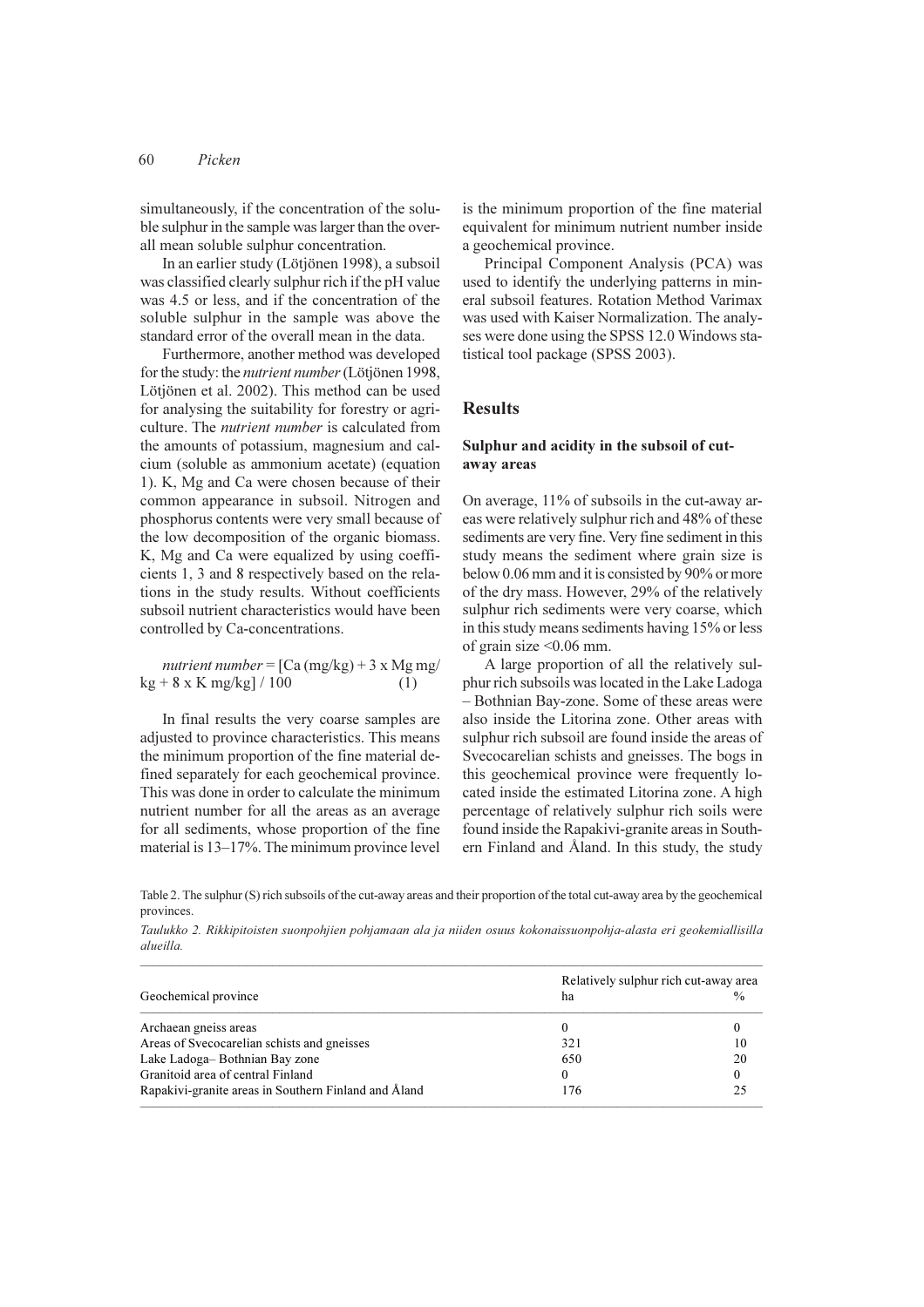simultaneously, if the concentration of the soluble sulphur in the sample was larger than the overall mean soluble sulphur concentration.

In an earlier study (Lötjönen 1998), a subsoil was classified clearly sulphur rich if the pH value was 4.5 or less, and if the concentration of the soluble sulphur in the sample was above the standard error of the overall mean in the data.

Furthermore, another method was developed for the study: the *nutrient number* (Lötjönen 1998, Lötjönen et al. 2002). This method can be used for analysing the suitability for forestry or agriculture. The *nutrient number* is calculated from the amounts of potassium, magnesium and calcium (soluble as ammonium acetate) (equation 1). K, Mg and Ca were chosen because of their common appearance in subsoil. Nitrogen and phosphorus contents were very small because of the low decomposition of the organic biomass. K, Mg and Ca were equalized by using coefficients 1, 3 and 8 respectively based on the relations in the study results. Without coefficients subsoil nutrient characteristics would have been controlled by Ca-concentrations.

$$nutrient\ number = [Ca\ (mg/kg) + 3 \times Mg\ mg/kg + 8 \times K\ mg/kg] / 100 \quad (1)$$

In final results the very coarse samples are adjusted to province characteristics. This means the minimum proportion of the fine material defined separately for each geochemical province. This was done in order to calculate the minimum nutrient number for all the areas as an average for all sediments, whose proportion of the fine material is 13–17%. The minimum province level is the minimum proportion of the fine material equivalent for minimum nutrient number inside a geochemical province.

Principal Component Analysis (PCA) was used to identify the underlying patterns in mineral subsoil features. Rotation Method Varimax was used with Kaiser Normalization. The analyses were done using the SPSS 12.0 Windows statistical tool package (SPSS 2003).

## Results

### Sulphur and acidity in the subsoil of cut-away areas

On average, 11% of subsoils in the cut-away areas were relatively sulphur rich and 48% of these sediments are very fine. Very fine sediment in this study means the sediment where grain size is below 0.06 mm and it is consisted by 90% or more of the dry mass. However, 29% of the relatively sulphur rich sediments were very coarse, which in this study means sediments having 15% or less of grain size <0.06 mm.

A large proportion of all the relatively sulphur rich subsoils was located in the Lake Ladoga – Bothnian Bay-zone. Some of these areas were also inside the Litorina zone. Other areas with sulphur rich subsoil are found inside the areas of Svecocarelian schists and gneisses. The bogs in this geochemical province were frequently located inside the estimated Litorina zone. A high percentage of relatively sulphur rich soils were found inside the Rapakivi-granite areas in Southern Finland and Åland. In this study, the study

Table 2. The sulphur (S) rich subsoils of the cut-away areas and their proportion of the total cut-away area by the geochemical provinces.

*Taulukko 2. Rikkipitoisten suonpohjien pohjamaan ala ja niiden osuus kokonaissuonpohja-alasta eri geokemiallisilla alueilla.*

| Geochemical province | Relatively sulphur rich cut-away area ha | % |
|---|---|---|
| Archaean gneiss areas | 0 | 0 |
| Areas of Svecocarelian schists and gneisses | 321 | 10 |
| Lake Ladoga– Bothnian Bay zone | 650 | 20 |
| Granitoid area of central Finland | 0 | 0 |
| Rapakivi-granite areas in Southern Finland and Åland | 176 | 25 |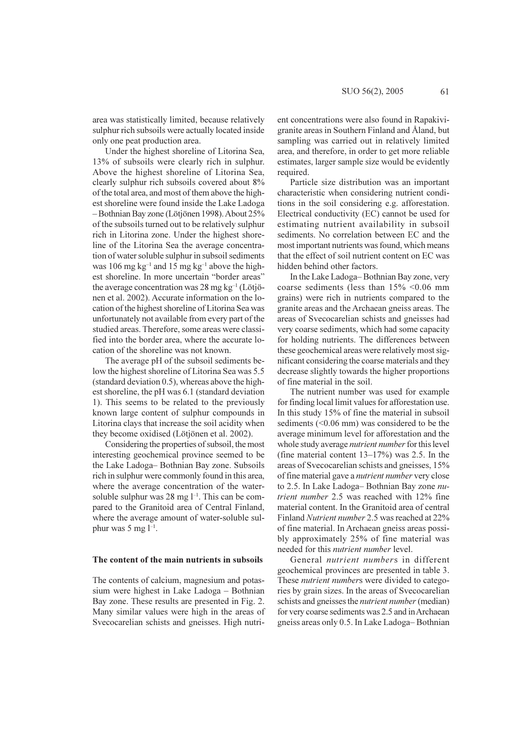area was statistically limited, because relatively sulphur rich subsoils were actually located inside only one peat production area.

Under the highest shoreline of Litorina Sea, 13% of subsoils were clearly rich in sulphur. Above the highest shoreline of Litorina Sea, clearly sulphur rich subsoils covered about 8% of the total area, and most of them above the highest shoreline were found inside the Lake Ladoga – Bothnian Bay zone (Lötjönen 1998). About 25% of the subsoils turned out to be relatively sulphur rich in Litorina zone. Under the highest shoreline of the Litorina Sea the average concentration of water soluble sulphur in subsoil sediments was 106 mg kg$^{-1}$ and 15 mg kg$^{-1}$ above the highest shoreline. In more uncertain "border areas" the average concentration was 28 mg kg$^{-1}$ (Lötjönen et al. 2002). Accurate information on the location of the highest shoreline of Litorina Sea was unfortunately not available from every part of the studied areas. Therefore, some areas were classified into the border area, where the accurate location of the shoreline was not known.

The average pH of the subsoil sediments below the highest shoreline of Litorina Sea was 5.5 (standard deviation 0.5), whereas above the highest shoreline, the pH was 6.1 (standard deviation 1). This seems to be related to the previously known large content of sulphur compounds in Litorina clays that increase the soil acidity when they become oxidised (Lötjönen et al. 2002).

Considering the properties of subsoil, the most interesting geochemical province seemed to be the Lake Ladoga– Bothnian Bay zone. Subsoils rich in sulphur were commonly found in this area, where the average concentration of the water-soluble sulphur was 28 mg l$^{-1}$. This can be compared to the Granitoid area of Central Finland, where the average amount of water-soluble sulphur was 5 mg l$^{-1}$.

**The content of the main nutrients in subsoils**

The contents of calcium, magnesium and potassium were highest in Lake Ladoga – Bothnian Bay zone. These results are presented in Fig. 2. Many similar values were high in the areas of Svecocarelian schists and gneisses. High nutrient concentrations were also found in Rapakivi-granite areas in Southern Finland and Åland, but sampling was carried out in relatively limited area, and therefore, in order to get more reliable estimates, larger sample size would be evidently required.

Particle size distribution was an important characteristic when considering nutrient conditions in the soil considering e.g. afforestation. Electrical conductivity (EC) cannot be used for estimating nutrient availability in subsoil sediments. No correlation between EC and the most important nutrients was found, which means that the effect of soil nutrient content on EC was hidden behind other factors.

In the Lake Ladoga– Bothnian Bay zone, very coarse sediments (less than 15% <0.06 mm grains) were rich in nutrients compared to the granite areas and the Archaean gneiss areas. The areas of Svecocarelian schists and gneisses had very coarse sediments, which had some capacity for holding nutrients. The differences between these geochemical areas were relatively most significant considering the coarse materials and they decrease slightly towards the higher proportions of fine material in the soil.

The nutrient number was used for example for finding local limit values for afforestation use. In this study 15% of fine the material in subsoil sediments (<0.06 mm) was considered to be the average minimum level for afforestation and the whole study average *nutrient number* for this level (fine material content 13–17%) was 2.5. In the areas of Svecocarelian schists and gneisses, 15% of fine material gave a *nutrient number* very close to 2.5. In Lake Ladoga– Bothnian Bay zone *nutrient number* 2.5 was reached with 12% fine material content. In the Granitoid area of central Finland *Nutrient number* 2.5 was reached at 22% of fine material. In Archaean gneiss areas possibly approximately 25% of fine material was needed for this *nutrient number* level.

General *nutrient number*s in different geochemical provinces are presented in table 3. These *nutrient number*s were divided to categories by grain sizes. In the areas of Svecocarelian schists and gneisses the *nutrient number* (median) for very coarse sediments was 2.5 and in Archaean gneiss areas only 0.5. In Lake Ladoga– Bothnian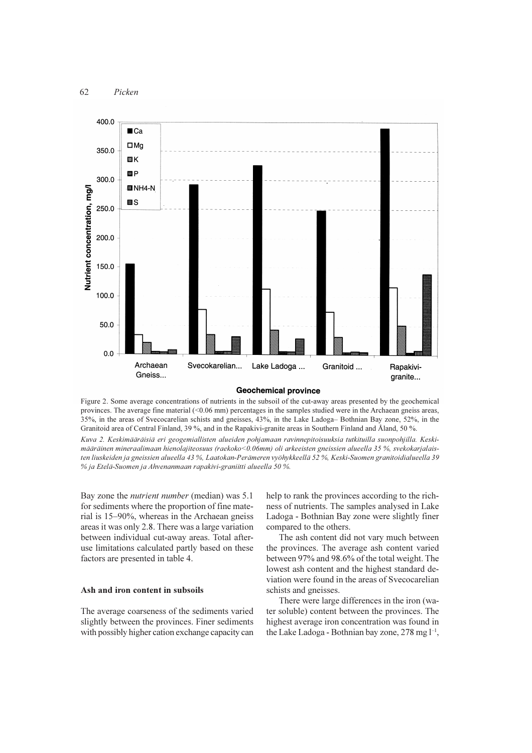Figure 2. Some average concentrations of nutrients in the subsoil of the cut-away areas presented by the geochemical provinces. The average fine material (<0.06 mm) percentages in the samples studied were in the Archaean gneiss areas, 35%, in the areas of Svecocarelian schists and gneisses, 43%, in the Lake Ladoga– Bothnian Bay zone, 52%, in the Granitoid area of Central Finland, 39 %, and in the Rapakivi-granite areas in Southern Finland and Åland, 50 %.

*Kuva 2. Keskimääräisiä eri geogemiallisten alueiden pohjamaan ravinnepitoisuuksia tutkituilla suonpohjilla. Keskimääräinen mineraalimaan hienolajiteosuus (raekoko<0.06mm) oli arkeeisten gneissien alueella 35 %, svekokarjalaisten liuskeiden ja gneissien alueella 43 %, Laatokan-Perämeren vyöhykkeellä 52 %, Keski-Suomen granitoidialueella 39 % ja Etelä-Suomen ja Ahvenanmaan rapakivi-graniitti alueella 50 %.*

Bay zone the *nutrient number* (median) was 5.1 for sediments where the proportion of fine material is 15–90%, whereas in the Archaean gneiss areas it was only 2.8. There was a large variation between individual cut-away areas. Total after-use limitations calculated partly based on these factors are presented in table 4.

### Ash and iron content in subsoils

The average coarseness of the sediments varied slightly between the provinces. Finer sediments with possibly higher cation exchange capacity can help to rank the provinces according to the richness of nutrients. The samples analysed in Lake Ladoga - Bothnian Bay zone were slightly finer compared to the others.

The ash content did not vary much between the provinces. The average ash content varied between 97% and 98.6% of the total weight. The lowest ash content and the highest standard deviation were found in the areas of Svecocarelian schists and gneisses.

There were large differences in the iron (water soluble) content between the provinces. The highest average iron concentration was found in the Lake Ladoga - Bothnian bay zone, 278 mg $l^{-1}$,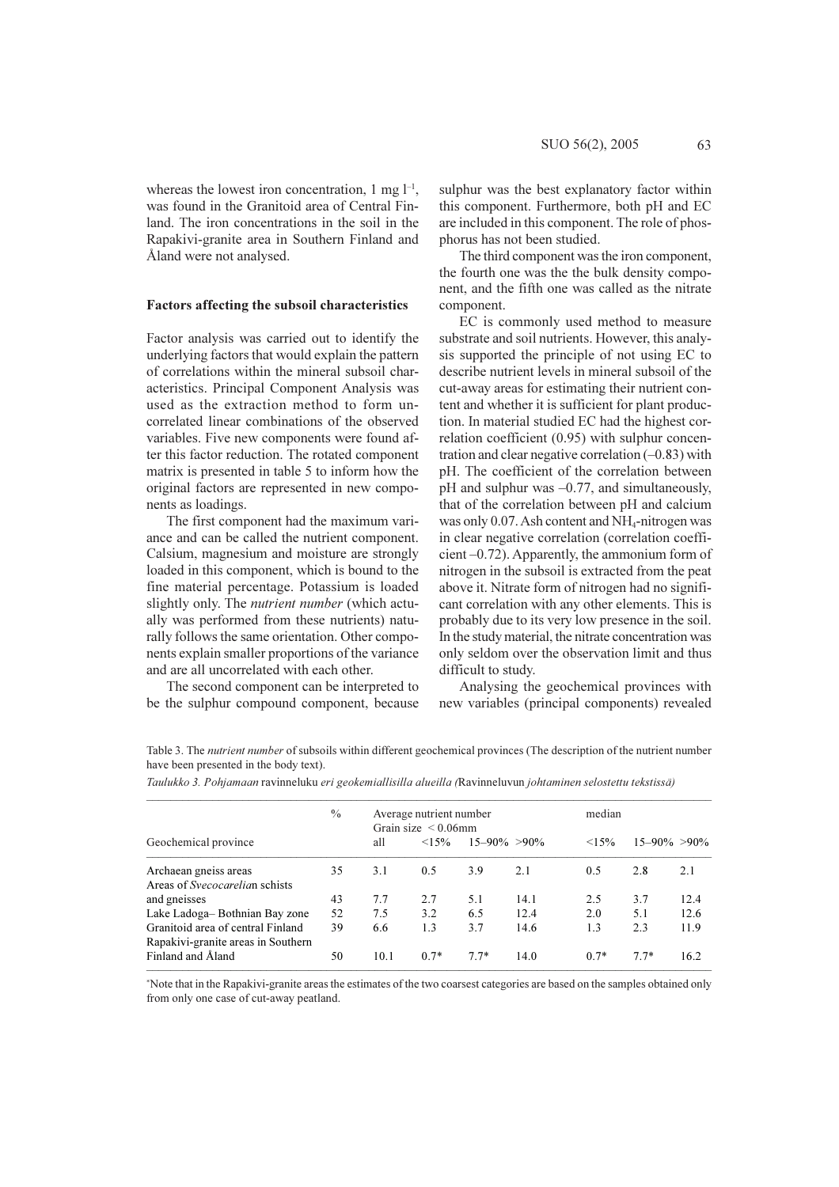whereas the lowest iron concentration, 1 mg $l^{-1}$, was found in the Granitoid area of Central Finland. The iron concentrations in the soil in the Rapakivi-granite area in Southern Finland and Åland were not analysed.

### Factors affecting the subsoil characteristics

Factor analysis was carried out to identify the underlying factors that would explain the pattern of correlations within the mineral subsoil characteristics. Principal Component Analysis was used as the extraction method to form uncorrelated linear combinations of the observed variables. Five new components were found after this factor reduction. The rotated component matrix is presented in table 5 to inform how the original factors are represented in new components as loadings.

The first component had the maximum variance and can be called the nutrient component. Calsium, magnesium and moisture are strongly loaded in this component, which is bound to the fine material percentage. Potassium is loaded slightly only. The *nutrient number* (which actually was performed from these nutrients) naturally follows the same orientation. Other components explain smaller proportions of the variance and are all uncorrelated with each other.

The second component can be interpreted to be the sulphur compound component, because sulphur was the best explanatory factor within this component. Furthermore, both pH and EC are included in this component. The role of phosphorus has not been studied.

The third component was the iron component, the fourth one was the the bulk density component, and the fifth one was called as the nitrate component.

EC is commonly used method to measure substrate and soil nutrients. However, this analysis supported the principle of not using EC to describe nutrient levels in mineral subsoil of the cut-away areas for estimating their nutrient content and whether it is sufficient for plant production. In material studied EC had the highest correlation coefficient (0.95) with sulphur concentration and clear negative correlation (–0.83) with pH. The coefficient of the correlation between pH and sulphur was –0.77, and simultaneously, that of the correlation between pH and calcium was only 0.07. Ash content and $NH_4$-nitrogen was in clear negative correlation (correlation coefficient –0.72). Apparently, the ammonium form of nitrogen in the subsoil is extracted from the peat above it. Nitrate form of nitrogen had no significant correlation with any other elements. This is probably due to its very low presence in the soil. In the study material, the nitrate concentration was only seldom over the observation limit and thus difficult to study.

Analysing the geochemical provinces with new variables (principal components) revealed

Table 3. The *nutrient number* of subsoils within different geochemical provinces (The description of the nutrient number have been presented in the body text).

*Taulukko 3. Pohjamaan* ravinneluku *eri geokemiallisilla alueilla (*Ravinneluvun *johtaminen selostettu tekstissä)*

| Geochemical province | % | Average nutrient number, Grain size < 0.06mm | | | | median | | |
|---|---|---|---|---|---|---|---|---|
| | | all | <15% | 15–90% | >90% | <15% | 15–90% | >90% |
| Archaean gneiss areas | 35 | 3.1 | 0.5 | 3.9 | 2.1 | 0.5 | 2.8 | 2.1 |
| Areas of *Svecocarelia*n schists and gneisses | 43 | 7.7 | 2.7 | 5.1 | 14.1 | 2.5 | 3.7 | 12.4 |
| Lake Ladoga– Bothnian Bay zone | 52 | 7.5 | 3.2 | 6.5 | 12.4 | 2.0 | 5.1 | 12.6 |
| Granitoid area of central Finland | 39 | 6.6 | 1.3 | 3.7 | 14.6 | 1.3 | 2.3 | 11.9 |
| Rapakivi-granite areas in Southern Finland and Åland | 50 | 10.1 | 0.7* | 7.7* | 14.0 | 0.7* | 7.7* | 16.2 |

*Note that in the Rapakivi-granite areas the estimates of the two coarsest categories are based on the samples obtained only from only one case of cut-away peatland.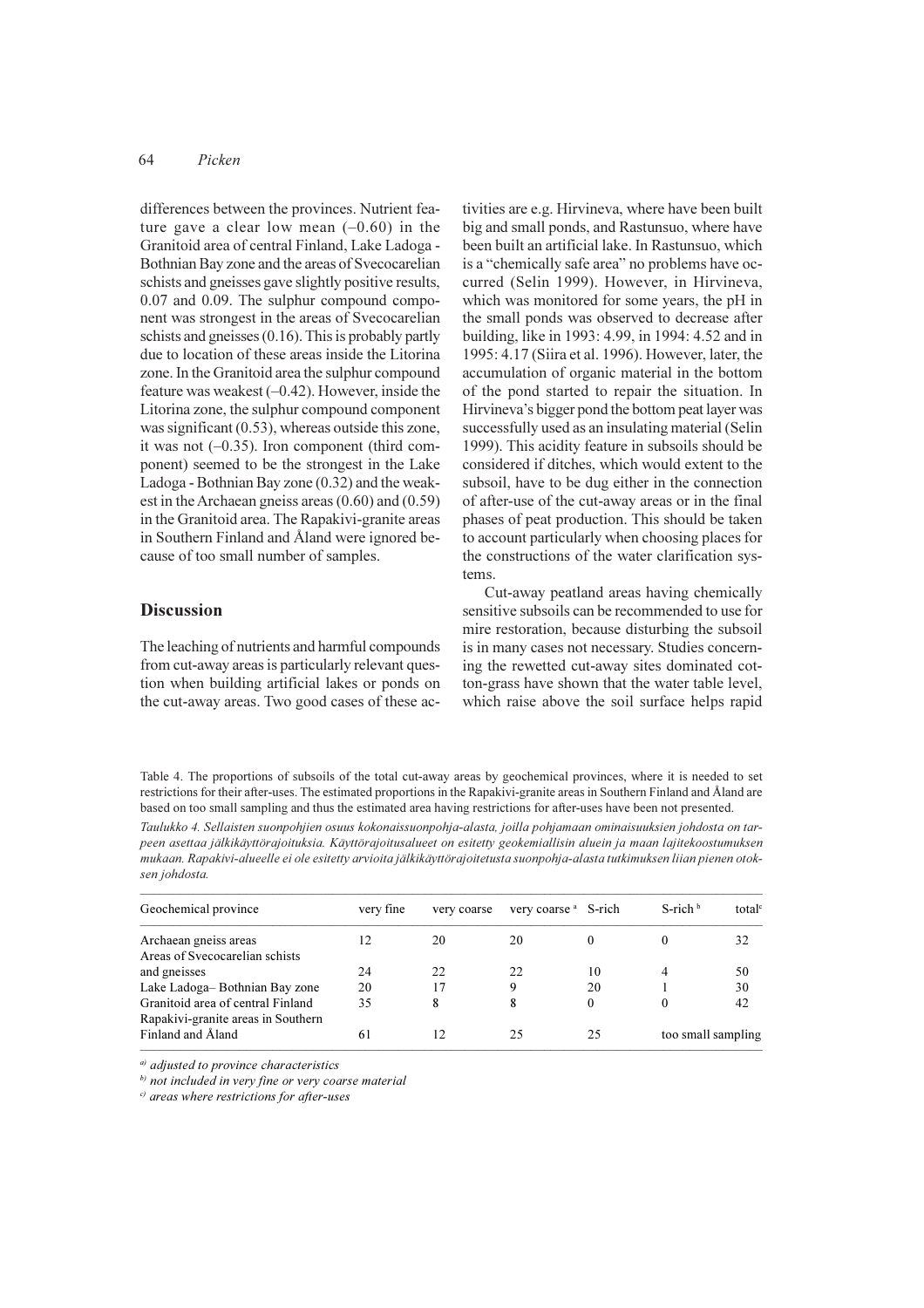differences between the provinces. Nutrient feature gave a clear low mean (–0.60) in the Granitoid area of central Finland, Lake Ladoga - Bothnian Bay zone and the areas of Svecocarelian schists and gneisses gave slightly positive results, 0.07 and 0.09. The sulphur compound component was strongest in the areas of Svecocarelian schists and gneisses (0.16). This is probably partly due to location of these areas inside the Litorina zone. In the Granitoid area the sulphur compound feature was weakest (–0.42). However, inside the Litorina zone, the sulphur compound component was significant (0.53), whereas outside this zone, it was not (–0.35). Iron component (third component) seemed to be the strongest in the Lake Ladoga - Bothnian Bay zone (0.32) and the weakest in the Archaean gneiss areas (0.60) and (0.59) in the Granitoid area. The Rapakivi-granite areas in Southern Finland and Åland were ignored because of too small number of samples.

## Discussion

The leaching of nutrients and harmful compounds from cut-away areas is particularly relevant question when building artificial lakes or ponds on the cut-away areas. Two good cases of these activities are e.g. Hirvineva, where have been built big and small ponds, and Rastunsuo, where have been built an artificial lake. In Rastunsuo, which is a "chemically safe area" no problems have occurred (Selin 1999). However, in Hirvineva, which was monitored for some years, the pH in the small ponds was observed to decrease after building, like in 1993: 4.99, in 1994: 4.52 and in 1995: 4.17 (Siira et al. 1996). However, later, the accumulation of organic material in the bottom of the pond started to repair the situation. In Hirvineva's bigger pond the bottom peat layer was successfully used as an insulating material (Selin 1999). This acidity feature in subsoils should be considered if ditches, which would extent to the subsoil, have to be dug either in the connection of after-use of the cut-away areas or in the final phases of peat production. This should be taken to account particularly when choosing places for the constructions of the water clarification systems.

Cut-away peatland areas having chemically sensitive subsoils can be recommended to use for mire restoration, because disturbing the subsoil is in many cases not necessary. Studies concerning the rewetted cut-away sites dominated cotton-grass have shown that the water table level, which raise above the soil surface helps rapid

Table 4. The proportions of subsoils of the total cut-away areas by geochemical provinces, where it is needed to set restrictions for their after-uses. The estimated proportions in the Rapakivi-granite areas in Southern Finland and Åland are based on too small sampling and thus the estimated area having restrictions for after-uses have been not presented.

*Taulukko 4. Sellaisten suonpohjien osuus kokonaissuonpohja-alasta, joilla pohjamaan ominaisuuksien johdosta on tarpeen asettaa jälkikäyttörajoituksia. Käyttörajoitusalueet on esitetty geokemiallisin aluein ja maan lajitekoostumuksen mukaan. Rapakivi-alueelle ei ole esitetty arvioita jälkikäyttörajoitetusta suonpohja-alasta tutkimuksen liian pienen otoksen johdosta.*

| Geochemical province | very fine | very coarse | very coarse [a] | S-rich | S-rich [b] | total[c] |
|---|---|---|---|---|---|---|
| Archaean gneiss areas | 12 | 20 | 20 | 0 | 0 | 32 |
| Areas of Svecocarelian schists and gneisses | 24 | 22 | 22 | 10 | 4 | 50 |
| Lake Ladoga– Bothnian Bay zone | 20 | 17 | 9 | 20 | 1 | 30 |
| Granitoid area of central Finland | 35 | 8 | 8 | 0 | 0 | 42 |
| Rapakivi-granite areas in Southern Finland and Åland | 61 | 12 | 25 | 25 | too small sampling | |

*[a] adjusted to province characteristics*
*[b] not included in very fine or very coarse material*
*[c] areas where restrictions for after-uses*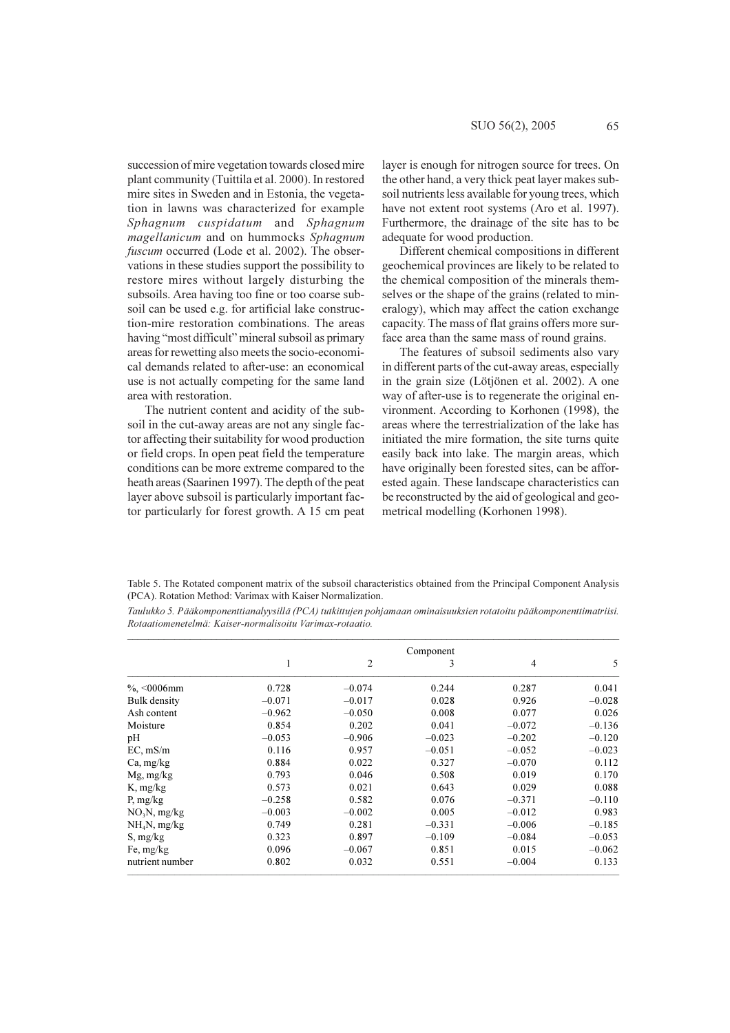succession of mire vegetation towards closed mire plant community (Tuittila et al. 2000). In restored mire sites in Sweden and in Estonia, the vegetation in lawns was characterized for example *Sphagnum cuspidatum* and *Sphagnum magellanicum* and on hummocks *Sphagnum fuscum* occurred (Lode et al. 2002). The observations in these studies support the possibility to restore mires without largely disturbing the subsoils. Area having too fine or too coarse subsoil can be used e.g. for artificial lake construction-mire restoration combinations. The areas having "most difficult" mineral subsoil as primary areas for rewetting also meets the socio-economical demands related to after-use: an economical use is not actually competing for the same land area with restoration.

The nutrient content and acidity of the subsoil in the cut-away areas are not any single factor affecting their suitability for wood production or field crops. In open peat field the temperature conditions can be more extreme compared to the heath areas (Saarinen 1997). The depth of the peat layer above subsoil is particularly important factor particularly for forest growth. A 15 cm peat layer is enough for nitrogen source for trees. On the other hand, a very thick peat layer makes subsoil nutrients less available for young trees, which have not extent root systems (Aro et al. 1997). Furthermore, the drainage of the site has to be adequate for wood production.

Different chemical compositions in different geochemical provinces are likely to be related to the chemical composition of the minerals themselves or the shape of the grains (related to mineralogy), which may affect the cation exchange capacity. The mass of flat grains offers more surface area than the same mass of round grains.

The features of subsoil sediments also vary in different parts of the cut-away areas, especially in the grain size (Lötjönen et al. 2002). A one way of after-use is to regenerate the original environment. According to Korhonen (1998), the areas where the terrestrialization of the lake has initiated the mire formation, the site turns quite easily back into lake. The margin areas, which have originally been forested sites, can be afforested again. These landscape characteristics can be reconstructed by the aid of geological and geometrical modelling (Korhonen 1998).

Table 5. The Rotated component matrix of the subsoil characteristics obtained from the Principal Component Analysis (PCA). Rotation Method: Varimax with Kaiser Normalization.

*Taulukko 5. Pääkomponenttianalyysillä (PCA) tutkittujen pohjamaan ominaisuuksien rotatoitu pääkomponenttimatriisi. Rotaatiomenetelmä: Kaiser-normalisoitu Varimax-rotaatio.*

| | Component | | | | |
|---|---|---|---|---|---|
| | 1 | 2 | 3 | 4 | 5 |
| %, <0006mm | 0.728 | –0.074 | 0.244 | 0.287 | 0.041 |
| Bulk density | –0.071 | –0.017 | 0.028 | 0.926 | –0.028 |
| Ash content | –0.962 | –0.050 | 0.008 | 0.077 | 0.026 |
| Moisture | 0.854 | 0.202 | 0.041 | –0.072 | –0.136 |
| pH | –0.053 | –0.906 | –0.023 | –0.202 | –0.120 |
| EC, mS/m | 0.116 | 0.957 | –0.051 | –0.052 | –0.023 |
| Ca, mg/kg | 0.884 | 0.022 | 0.327 | –0.070 | 0.112 |
| Mg, mg/kg | 0.793 | 0.046 | 0.508 | 0.019 | 0.170 |
| K, mg/kg | 0.573 | 0.021 | 0.643 | 0.029 | 0.088 |
| P, mg/kg | –0.258 | 0.582 | 0.076 | –0.371 | –0.110 |
| $NO_3N$, mg/kg | –0.003 | –0.002 | 0.005 | –0.012 | 0.983 |
| $NH_4N$, mg/kg | 0.749 | 0.281 | –0.331 | –0.006 | –0.185 |
| S, mg/kg | 0.323 | 0.897 | –0.109 | –0.084 | –0.053 |
| Fe, mg/kg | 0.096 | –0.067 | 0.851 | 0.015 | –0.062 |
| nutrient number | 0.802 | 0.032 | 0.551 | –0.004 | 0.133 |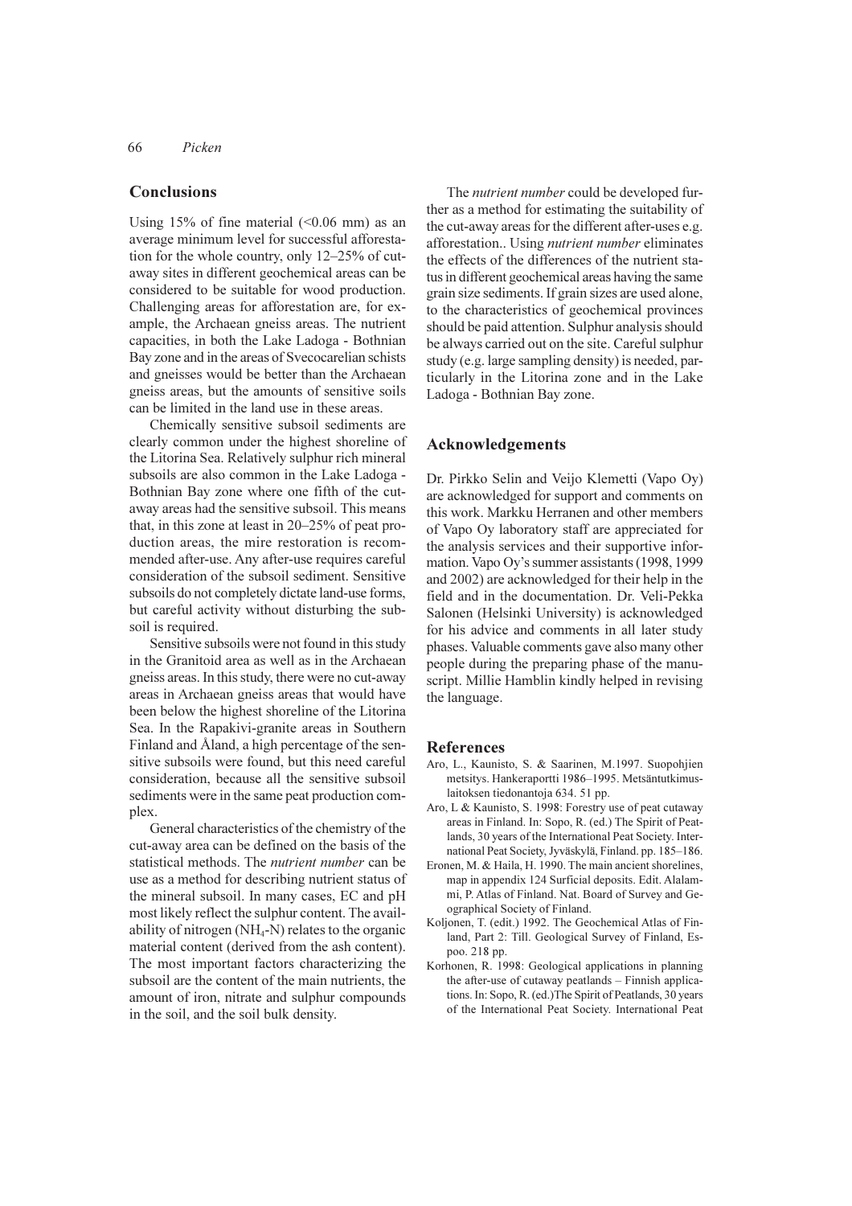## Conclusions

Using 15% of fine material (<0.06 mm) as an average minimum level for successful afforestation for the whole country, only 12–25% of cut-away sites in different geochemical areas can be considered to be suitable for wood production. Challenging areas for afforestation are, for example, the Archaean gneiss areas. The nutrient capacities, in both the Lake Ladoga - Bothnian Bay zone and in the areas of Svecocarelian schists and gneisses would be better than the Archaean gneiss areas, but the amounts of sensitive soils can be limited in the land use in these areas.

Chemically sensitive subsoil sediments are clearly common under the highest shoreline of the Litorina Sea. Relatively sulphur rich mineral subsoils are also common in the Lake Ladoga - Bothnian Bay zone where one fifth of the cut-away areas had the sensitive subsoil. This means that, in this zone at least in 20–25% of peat production areas, the mire restoration is recommended after-use. Any after-use requires careful consideration of the subsoil sediment. Sensitive subsoils do not completely dictate land-use forms, but careful activity without disturbing the subsoil is required.

Sensitive subsoils were not found in this study in the Granitoid area as well as in the Archaean gneiss areas. In this study, there were no cut-away areas in Archaean gneiss areas that would have been below the highest shoreline of the Litorina Sea. In the Rapakivi-granite areas in Southern Finland and Åland, a high percentage of the sensitive subsoils were found, but this need careful consideration, because all the sensitive subsoil sediments were in the same peat production complex.

General characteristics of the chemistry of the cut-away area can be defined on the basis of the statistical methods. The *nutrient number* can be use as a method for describing nutrient status of the mineral subsoil. In many cases, EC and pH most likely reflect the sulphur content. The availability of nitrogen ($NH_4$-N) relates to the organic material content (derived from the ash content). The most important factors characterizing the subsoil are the content of the main nutrients, the amount of iron, nitrate and sulphur compounds in the soil, and the soil bulk density.

The *nutrient number* could be developed further as a method for estimating the suitability of the cut-away areas for the different after-uses e.g. afforestation.. Using *nutrient number* eliminates the effects of the differences of the nutrient status in different geochemical areas having the same grain size sediments. If grain sizes are used alone, to the characteristics of geochemical provinces should be paid attention. Sulphur analysis should be always carried out on the site. Careful sulphur study (e.g. large sampling density) is needed, particularly in the Litorina zone and in the Lake Ladoga - Bothnian Bay zone.

## Acknowledgements

Dr. Pirkko Selin and Veijo Klemetti (Vapo Oy) are acknowledged for support and comments on this work. Markku Herranen and other members of Vapo Oy laboratory staff are appreciated for the analysis services and their supportive information. Vapo Oy's summer assistants (1998, 1999 and 2002) are acknowledged for their help in the field and in the documentation. Dr. Veli-Pekka Salonen (Helsinki University) is acknowledged for his advice and comments in all later study phases. Valuable comments gave also many other people during the preparing phase of the manuscript. Millie Hamblin kindly helped in revising the language.

## References

Aro, L., Kaunisto, S. & Saarinen, M.1997. Suopohjien metsitys. Hankeraportti 1986–1995. Metsäntutkimuslaitoksen tiedonantoja 634. 51 pp.

Aro, L & Kaunisto, S. 1998: Forestry use of peat cutaway areas in Finland. In: Sopo, R. (ed.) The Spirit of Peatlands, 30 years of the International Peat Society. International Peat Society, Jyväskylä, Finland. pp. 185–186.

Eronen, M. & Haila, H. 1990. The main ancient shorelines, map in appendix 124 Surficial deposits. Edit. Alalammi, P. Atlas of Finland. Nat. Board of Survey and Geographical Society of Finland.

Koljonen, T. (edit.) 1992. The Geochemical Atlas of Finland, Part 2: Till. Geological Survey of Finland, Espoo. 218 pp.

Korhonen, R. 1998: Geological applications in planning the after-use of cutaway peatlands – Finnish applications. In: Sopo, R. (ed.)The Spirit of Peatlands, 30 years of the International Peat Society. International Peat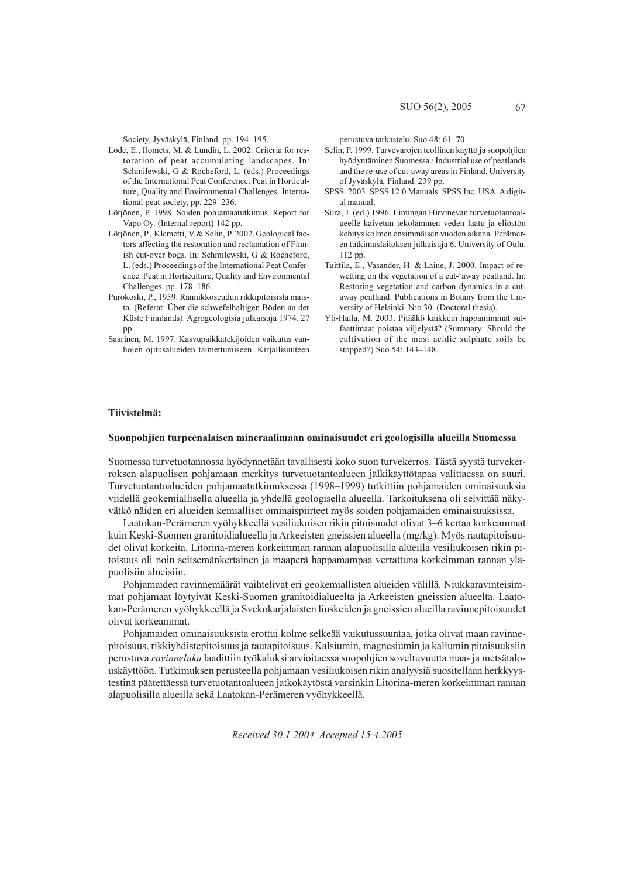Society, Jyväskylä, Finland. pp. 194–195.

Lode, E., Ilomets, M. & Lundin, L. 2002. Criteria for restoration of peat accumulating landscapes. In: Schmilewski, G & Rocheford, L. (eds.) Proceedings of the International Peat Conference. Peat in Horticulture, Quality and Environmental Challenges. International peat society, pp. 229–236.

Lötjönen, P. 1998. Soiden pohjamaatutkimus. Report for Vapo Oy. (Internal report) 142 pp.

Lötjönen, P., Klemetti, V. & Selin, P. 2002. Geological factors affecting the restoration and reclamation of Finnish cut-over bogs. In: Schmilewski, G & Rocheford, L. (eds.) Proceedings of the International Peat Conference. Peat in Horticulture, Quality and Environmental Challenges. pp. 178–186.

Purokoski, P., 1959. Rannikkoseudun rikkipitoisista maista. (Referat: Über die schwefelhaltigen Böden an der Küste Finnlands). Agrogeologisia julkaisuja 1974. 27 pp.

Saarinen, M. 1997. Kasvupaikkatekijöiden vaikutus vanhojen ojitusalueiden taimettumiseen. Kirjallisuuteen perustuva tarkastelu. Suo 48: 61–70.

Selin, P. 1999. Turvevarojen teollinen käyttö ja suopohjien hyödyntäminen Suomessa / Industrial use of peatlands and the re-use of cut-away areas in Finland. University of Jyväskylä, Finland. 239 pp.

SPSS. 2003. SPSS 12.0 Manuals. SPSS Inc. USA. A digital manual.

Siira, J. (ed.) 1996. Limingan Hirvinevan turvetuotantoalueelle kaivetun tekolammen veden laatu ja eliöstön kehitys kolmen ensimmäisen vuoden aikana. Perämeren tutkimuslaitoksen julkaisuja 6. University of Oulu. 112 pp.

Tuittila, E., Vasander, H. & Laine, J. 2000. Impact of rewetting on the vegetation of a cut-'away peatland. In: Restoring vegetation and carbon dynamics in a cut-away peatland. Publications in Botany from the University of Helsinki. N:o 30. (Doctoral thesis).

Yli-Halla, M. 2003. Pitääkö kaikkein happamimmat sulfaattimaat poistaa viljelystä? (Summary: Should the cultivation of the most acidic sulphate soils be stopped?) Suo 54: 143–148.

**Tiivistelmä:**

**Suonpohjien turpeenalaisen mineraalimaan ominaisuudet eri geologisilla alueilla Suomessa**

Suomessa turvetuotannossa hyödynnetään tavallisesti koko suon turvekerros. Tästä syystä turvekerroksen alapuolisen pohjamaan merkitys turvetuotantoalueen jälkikäyttötapaa valittaessa on suuri. Turvetuotantoalueiden pohjamaatutkimuksessa (1998–1999) tutkittiin pohjamaiden ominaisuuksia viidellä geokemiallisella alueella ja yhdellä geologisella alueella. Tarkoituksena oli selvittää näkyvätkö näiden eri alueiden kemialliset ominaispiirteet myös soiden pohjamaiden ominaisuuksissa.

Laatokan-Perämeren vyöhykkeellä vesiliukoisen rikin pitoisuudet olivat 3–6 kertaa korkeammat kuin Keski-Suomen granitoidialueella ja Arkeeisten gneissien alueella (mg/kg). Myös rautapitoisuudet olivat korkeita. Litorina-meren korkeimman rannan alapuolisilla alueilla vesiliukoisen rikin pitoisuus oli noin seitsemänkertainen ja maaperä happamampaa verrattuna korkeimman rannan yläpuolisiin alueisiin.

Pohjamaiden ravinnemäärät vaihtelivat eri geokemiallisten alueiden välillä. Niukkaravinteisimmat pohjamaat löytyivät Keski-Suomen granitoidialueelta ja Arkeeisten gneissien alueelta. Laatokan-Perämeren vyöhykkeellä ja Svekokarjalaisten liuskeiden ja gneissien alueilla ravinnepitoisuudet olivat korkeammat.

Pohjamaiden ominaisuuksista erottui kolme selkeää vaikutussuuntaa, jotka olivat maan ravinnepitoisuus, rikkiyhdistepitoisuus ja rautapitoisuus. Kalsiumin, magnesiumin ja kaliumin pitoisuuksiin perustuva *ravinneluku* laadittiin työkaluksi arvioitaessa suopohjien soveltuvuutta maa- ja metsätalouskäyttöön. Tutkimuksen perusteella pohjamaan vesiliukoisen rikin analyysiä suositellaan herkkyystestinä päätettäessä turvetuotantoalueen jatkokäytöstä varsinkin Litorina-meren korkeimman rannan alapuolisilla alueilla sekä Laatokan-Perämeren vyöhykkeellä.

*Received 30.1.2004, Accepted 15.4.2005*